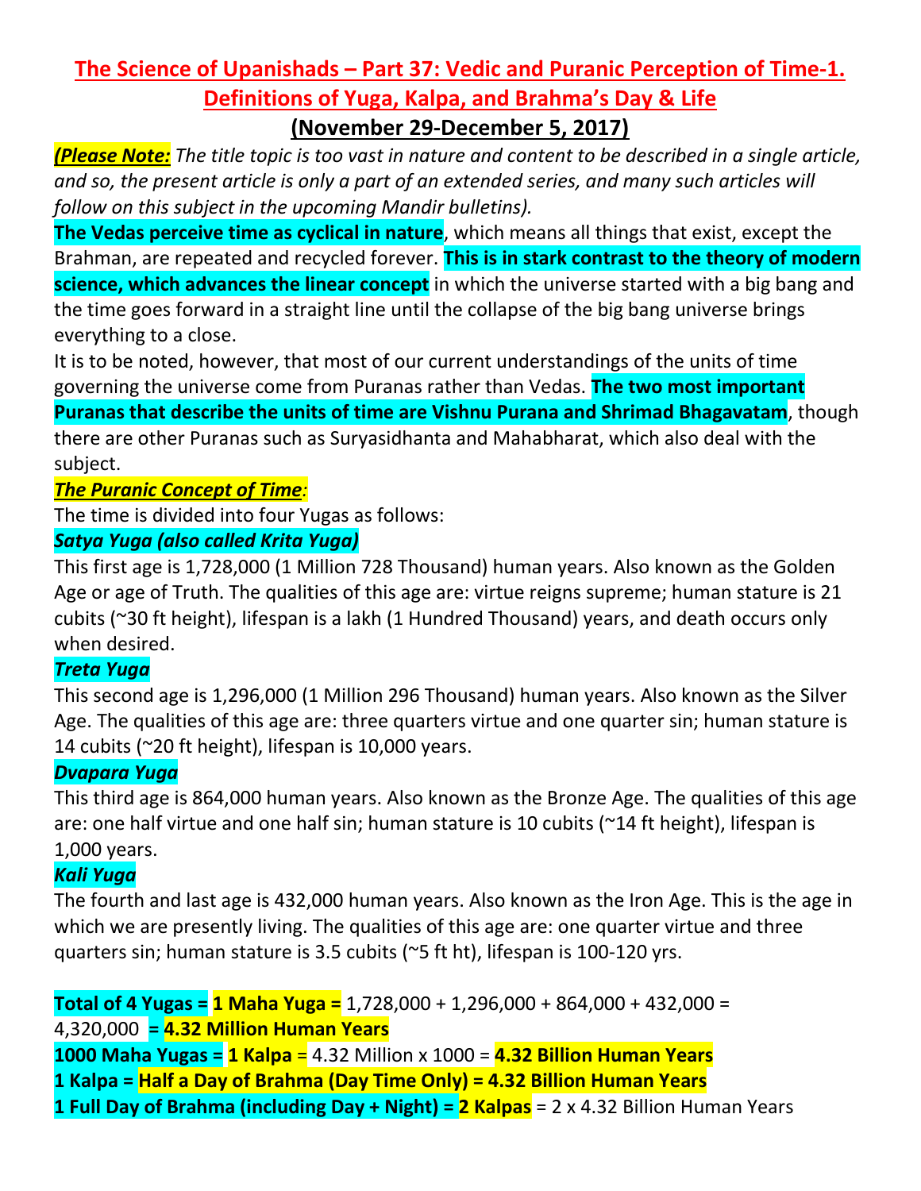# The Science of Upanishads – Part 37: Vedic and Puranic Perception of Time-1. Definitions of Yuga, Kalpa, and Brahma's Day & Life

## (November 29-December 5, 2017)

***(Please Note:*** *The title topic is too vast in nature and content to be described in a single article, and so, the present article is only a part of an extended series, and many such articles will follow on this subject in the upcoming Mandir bulletins).*

**The Vedas perceive time as cyclical in nature**, which means all things that exist, except the Brahman, are repeated and recycled forever. **This is in stark contrast to the theory of modern science, which advances the linear concept** in which the universe started with a big bang and the time goes forward in a straight line until the collapse of the big bang universe brings everything to a close.

It is to be noted, however, that most of our current understandings of the units of time governing the universe come from Puranas rather than Vedas. **The two most important Puranas that describe the units of time are Vishnu Purana and Shrimad Bhagavatam**, though there are other Puranas such as Suryasidhanta and Mahabharat, which also deal with the subject.

***The Puranic Concept of Time:***

The time is divided into four Yugas as follows:

***Satya Yuga (also called Krita Yuga)***

This first age is 1,728,000 (1 Million 728 Thousand) human years. Also known as the Golden Age or age of Truth. The qualities of this age are: virtue reigns supreme; human stature is 21 cubits (~30 ft height), lifespan is a lakh (1 Hundred Thousand) years, and death occurs only when desired.

***Treta Yuga***

This second age is 1,296,000 (1 Million 296 Thousand) human years. Also known as the Silver Age. The qualities of this age are: three quarters virtue and one quarter sin; human stature is 14 cubits (~20 ft height), lifespan is 10,000 years.

***Dvapara Yuga***

This third age is 864,000 human years. Also known as the Bronze Age. The qualities of this age are: one half virtue and one half sin; human stature is 10 cubits (~14 ft height), lifespan is 1,000 years.

***Kali Yuga***

The fourth and last age is 432,000 human years. Also known as the Iron Age. This is the age in which we are presently living. The qualities of this age are: one quarter virtue and three quarters sin; human stature is 3.5 cubits (~5 ft ht), lifespan is 100-120 yrs.

**Total of 4 Yugas = 1 Maha Yuga =** 1,728,000 + 1,296,000 + 864,000 + 432,000 = 4,320,000 **= 4.32 Million Human Years**

**1000 Maha Yugas = 1 Kalpa** = 4.32 Million x 1000 = **4.32 Billion Human Years**

**1 Kalpa = Half a Day of Brahma (Day Time Only) = 4.32 Billion Human Years**

**1 Full Day of Brahma (including Day + Night) = 2 Kalpas** = 2 x 4.32 Billion Human Years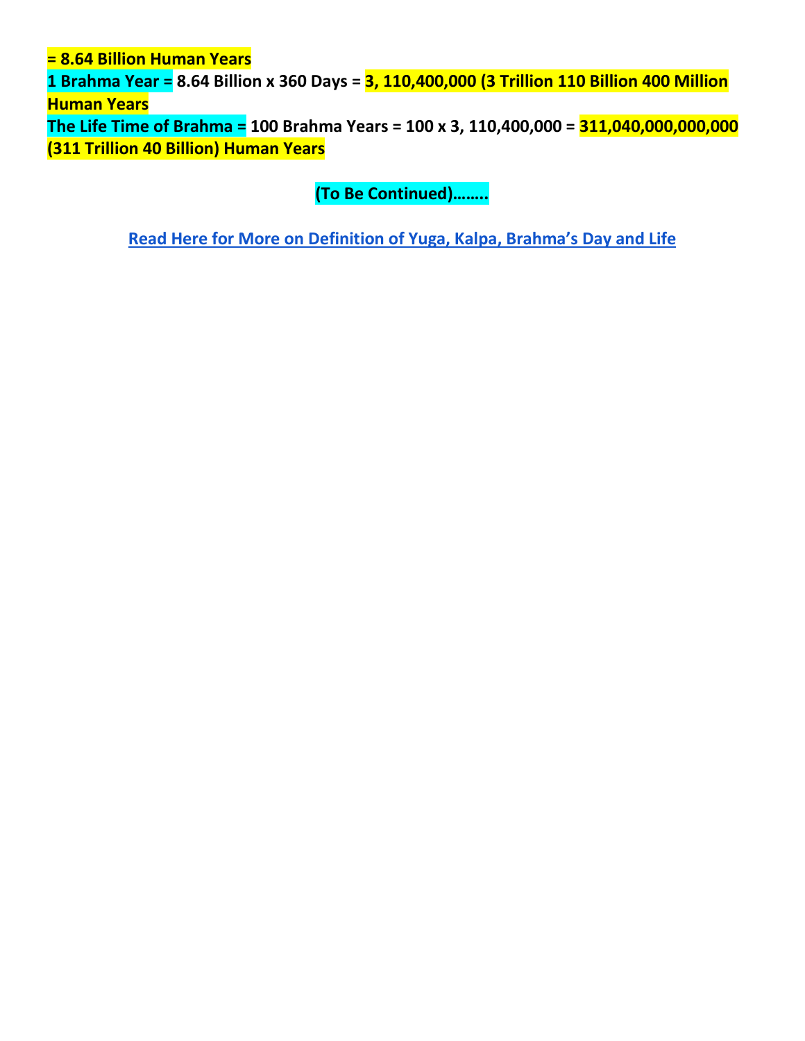**= 8.64 Billion Human Years**

**1 Brahma Year = 8.64 Billion x 360 Days = 3, 110,400,000 (3 Trillion 110 Billion 400 Million Human Years**

**The Life Time of Brahma = 100 Brahma Years = 100 x 3, 110,400,000 = 311,040,000,000,000 (311 Trillion 40 Billion) Human Years**

**(To Be Continued)……..**

**Read Here for More on Definition of Yuga, Kalpa, Brahma's Day and Life**